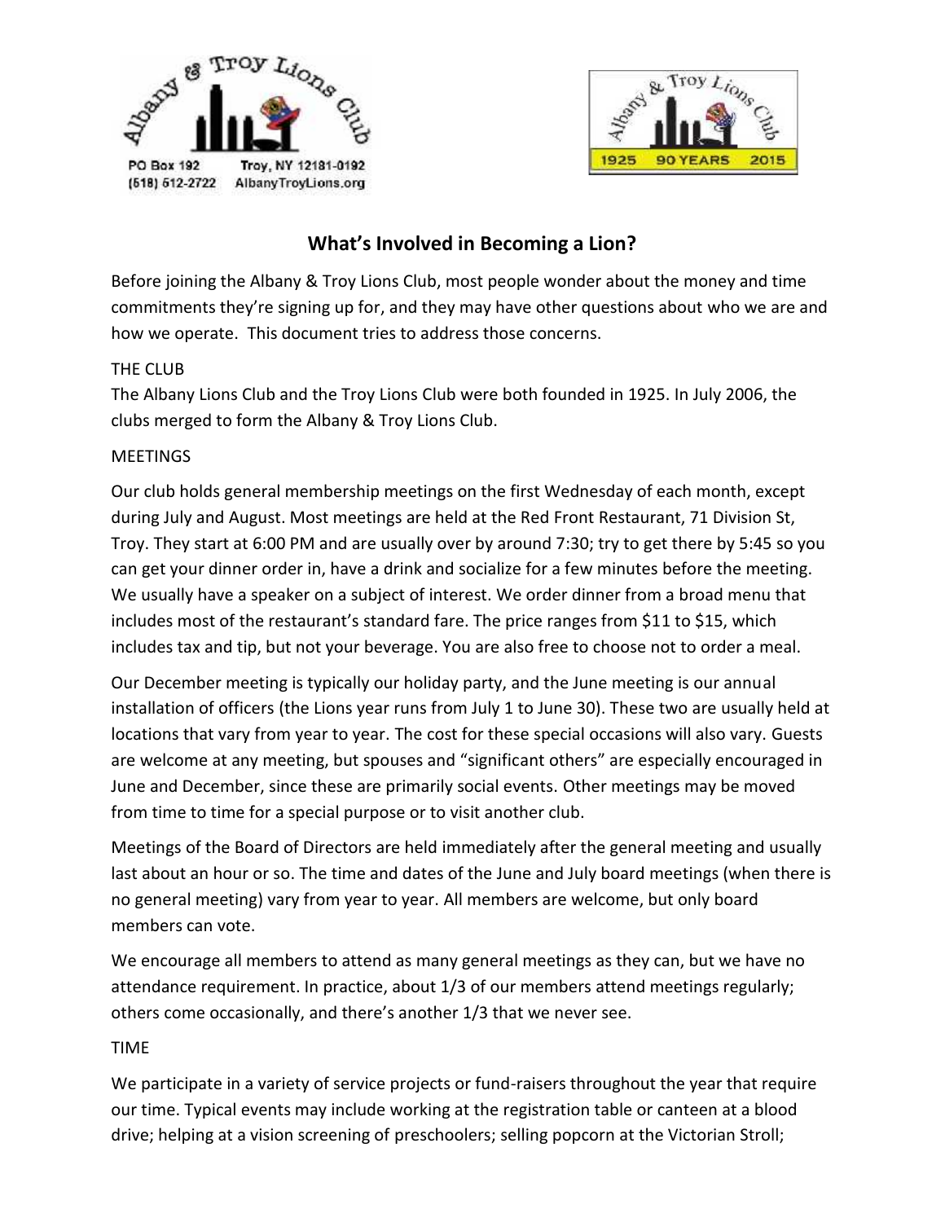Albany & Troy Lions Club

PO Box 192 Troy, NY 12181-0192
(518) 512-2722 AlbanyTroyLions.org

Albany & Troy Lions Club
1925 90 YEARS 2015

## What's Involved in Becoming a Lion?

Before joining the Albany & Troy Lions Club, most people wonder about the money and time commitments they're signing up for, and they may have other questions about who we are and how we operate. This document tries to address those concerns.

THE CLUB

The Albany Lions Club and the Troy Lions Club were both founded in 1925. In July 2006, the clubs merged to form the Albany & Troy Lions Club.

MEETINGS

Our club holds general membership meetings on the first Wednesday of each month, except during July and August. Most meetings are held at the Red Front Restaurant, 71 Division St, Troy. They start at 6:00 PM and are usually over by around 7:30; try to get there by 5:45 so you can get your dinner order in, have a drink and socialize for a few minutes before the meeting. We usually have a speaker on a subject of interest. We order dinner from a broad menu that includes most of the restaurant's standard fare. The price ranges from $11 to $15, which includes tax and tip, but not your beverage. You are also free to choose not to order a meal.

Our December meeting is typically our holiday party, and the June meeting is our annual installation of officers (the Lions year runs from July 1 to June 30). These two are usually held at locations that vary from year to year. The cost for these special occasions will also vary. Guests are welcome at any meeting, but spouses and "significant others" are especially encouraged in June and December, since these are primarily social events. Other meetings may be moved from time to time for a special purpose or to visit another club.

Meetings of the Board of Directors are held immediately after the general meeting and usually last about an hour or so. The time and dates of the June and July board meetings (when there is no general meeting) vary from year to year. All members are welcome, but only board members can vote.

We encourage all members to attend as many general meetings as they can, but we have no attendance requirement. In practice, about 1/3 of our members attend meetings regularly; others come occasionally, and there's another 1/3 that we never see.

TIME

We participate in a variety of service projects or fund-raisers throughout the year that require our time. Typical events may include working at the registration table or canteen at a blood drive; helping at a vision screening of preschoolers; selling popcorn at the Victorian Stroll;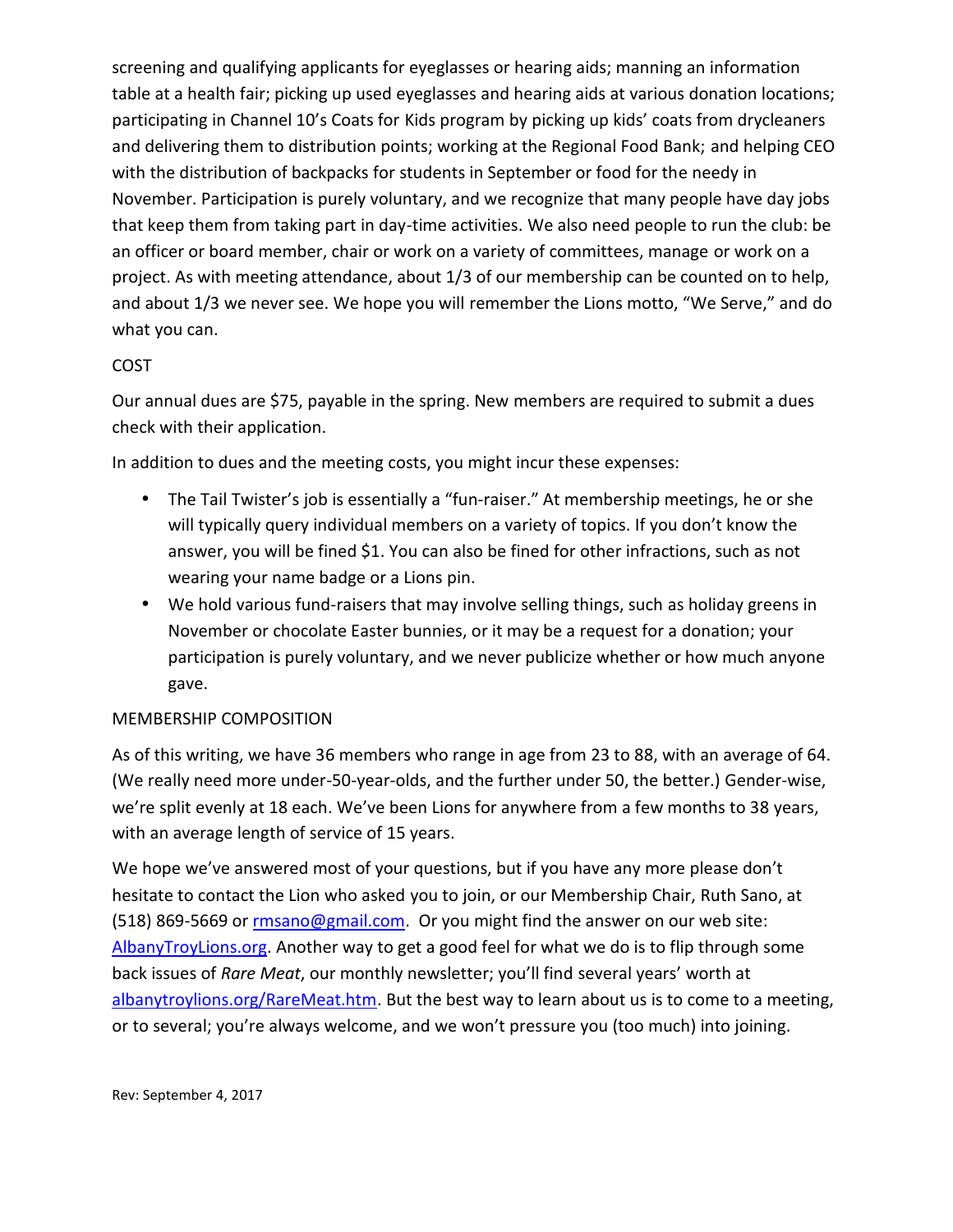screening and qualifying applicants for eyeglasses or hearing aids; manning an information table at a health fair; picking up used eyeglasses and hearing aids at various donation locations; participating in Channel 10's Coats for Kids program by picking up kids' coats from drycleaners and delivering them to distribution points; working at the Regional Food Bank; and helping CEO with the distribution of backpacks for students in September or food for the needy in November. Participation is purely voluntary, and we recognize that many people have day jobs that keep them from taking part in day-time activities. We also need people to run the club: be an officer or board member, chair or work on a variety of committees, manage or work on a project. As with meeting attendance, about 1/3 of our membership can be counted on to help, and about 1/3 we never see. We hope you will remember the Lions motto, "We Serve," and do what you can.

## COST

Our annual dues are $75, payable in the spring. New members are required to submit a dues check with their application.

In addition to dues and the meeting costs, you might incur these expenses:

- The Tail Twister's job is essentially a "fun-raiser." At membership meetings, he or she will typically query individual members on a variety of topics. If you don't know the answer, you will be fined $1. You can also be fined for other infractions, such as not wearing your name badge or a Lions pin.
- We hold various fund-raisers that may involve selling things, such as holiday greens in November or chocolate Easter bunnies, or it may be a request for a donation; your participation is purely voluntary, and we never publicize whether or how much anyone gave.

## MEMBERSHIP COMPOSITION

As of this writing, we have 36 members who range in age from 23 to 88, with an average of 64. (We really need more under-50-year-olds, and the further under 50, the better.) Gender-wise, we're split evenly at 18 each. We've been Lions for anywhere from a few months to 38 years, with an average length of service of 15 years.

We hope we've answered most of your questions, but if you have any more please don't hesitate to contact the Lion who asked you to join, or our Membership Chair, Ruth Sano, at (518) 869-5669 or rmsano@gmail.com. Or you might find the answer on our web site: AlbanyTroyLions.org. Another way to get a good feel for what we do is to flip through some back issues of *Rare Meat*, our monthly newsletter; you'll find several years' worth at albanytroylions.org/RareMeat.htm. But the best way to learn about us is to come to a meeting, or to several; you're always welcome, and we won't pressure you (too much) into joining.

Rev: September 4, 2017